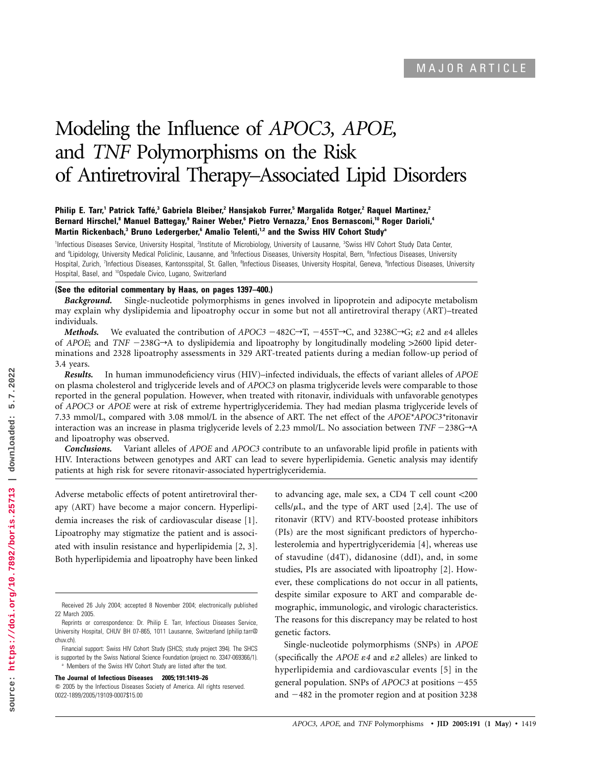MAJOR ARTICLE

# Modeling the Influence of *APOC3*, *APOE*, and *TNF* Polymorphisms on the Risk of Antiretroviral Therapy–Associated Lipid Disorders

**Philip E. Tarr,[1] Patrick Taffé,[3] Gabriela Bleiber,[2] Hansjakob Furrer,[5] Margalida Rotger,[2] Raquel Martinez,[2] Bernard Hirschel,[8] Manuel Battegay,[9] Rainer Weber,[6] Pietro Vernazza,[7] Enos Bernasconi,[10] Roger Darioli,[4] Martin Rickenbach,[3] Bruno Ledergerber,[6] Amalio Telenti,[1,2] and the Swiss HIV Cohort Study[a]**

[1]Infectious Diseases Service, University Hospital, [2]Institute of Microbiology, University of Lausanne, [3]Swiss HIV Cohort Study Data Center, and [4]Lipidology, University Medical Policlinic, Lausanne, and [5]Infectious Diseases, University Hospital, Bern, [6]Infectious Diseases, University Hospital, Zurich, [7]Infectious Diseases, Kantonsspital, St. Gallen, [8]Infectious Diseases, University Hospital, Geneva, [9]Infectious Diseases, University Hospital, Basel, and [10]Ospedale Civico, Lugano, Switzerland

**(See the editorial commentary by Haas, on pages 1397–400.)**

***Background.*** Single-nucleotide polymorphisms in genes involved in lipoprotein and adipocyte metabolism may explain why dyslipidemia and lipoatrophy occur in some but not all antiretroviral therapy (ART)–treated individuals.

***Methods.*** We evaluated the contribution of *APOC3* −482C→T, −455T→C, and 3238C→G; $\varepsilon 2$ and $\varepsilon 4$ alleles of *APOE*; and *TNF* −238G→A to dyslipidemia and lipoatrophy by longitudinally modeling >2600 lipid determinations and 2328 lipoatrophy assessments in 329 ART-treated patients during a median follow-up period of 3.4 years.

***Results.*** In human immunodeficiency virus (HIV)–infected individuals, the effects of variant alleles of *APOE* on plasma cholesterol and triglyceride levels and of *APOC3* on plasma triglyceride levels were comparable to those reported in the general population. However, when treated with ritonavir, individuals with unfavorable genotypes of *APOC3* or *APOE* were at risk of extreme hypertriglyceridemia. They had median plasma triglyceride levels of 7.33 mmol/L, compared with 3.08 mmol/L in the absence of ART. The net effect of the *APOE*\**APOC3*\*ritonavir interaction was an increase in plasma triglyceride levels of 2.23 mmol/L. No association between *TNF* −238G→A and lipoatrophy was observed.

***Conclusions.*** Variant alleles of *APOE* and *APOC3* contribute to an unfavorable lipid profile in patients with HIV. Interactions between genotypes and ART can lead to severe hyperlipidemia. Genetic analysis may identify patients at high risk for severe ritonavir-associated hypertriglyceridemia.

Adverse metabolic effects of potent antiretroviral therapy (ART) have become a major concern. Hyperlipidemia increases the risk of cardiovascular disease [1]. Lipoatrophy may stigmatize the patient and is associated with insulin resistance and hyperlipidemia [2, 3]. Both hyperlipidemia and lipoatrophy have been linked to advancing age, male sex, a CD4 T cell count <200 cells/$\mu$L, and the type of ART used [2,4]. The use of ritonavir (RTV) and RTV-boosted protease inhibitors (PIs) are the most significant predictors of hypercholesterolemia and hypertriglyceridemia [4], whereas use of stavudine (d4T), didanosine (ddI), and, in some studies, PIs are associated with lipoatrophy [2]. However, these complications do not occur in all patients, despite similar exposure to ART and comparable demographic, immunologic, and virologic characteristics. The reasons for this discrepancy may be related to host genetic factors.

Single-nucleotide polymorphisms (SNPs) in *APOE* (specifically the *APOE* $\varepsilon 4$ and $\varepsilon 2$ alleles) are linked to hyperlipidemia and cardiovascular events [5] in the general population. SNPs of *APOC3* at positions −455 and −482 in the promoter region and at position 3238

---

Received 26 July 2004; accepted 8 November 2004; electronically published 22 March 2005.

Reprints or correspondence: Dr. Philip E. Tarr, Infectious Diseases Service, University Hospital, CHUV BH 07-865, 1011 Lausanne, Switzerland (philip.tarr@chuv.ch).

Financial support: Swiss HIV Cohort Study (SHCS; study project 394). The SHCS is supported by the Swiss National Science Foundation (project no. 3347-069366/1).

[a] Members of the Swiss HIV Cohort Study are listed after the text.

**The Journal of Infectious Diseases 2005;191:1419–26**
© 2005 by the Infectious Diseases Society of America. All rights reserved.
0022-1899/2005/19109-0007$15.00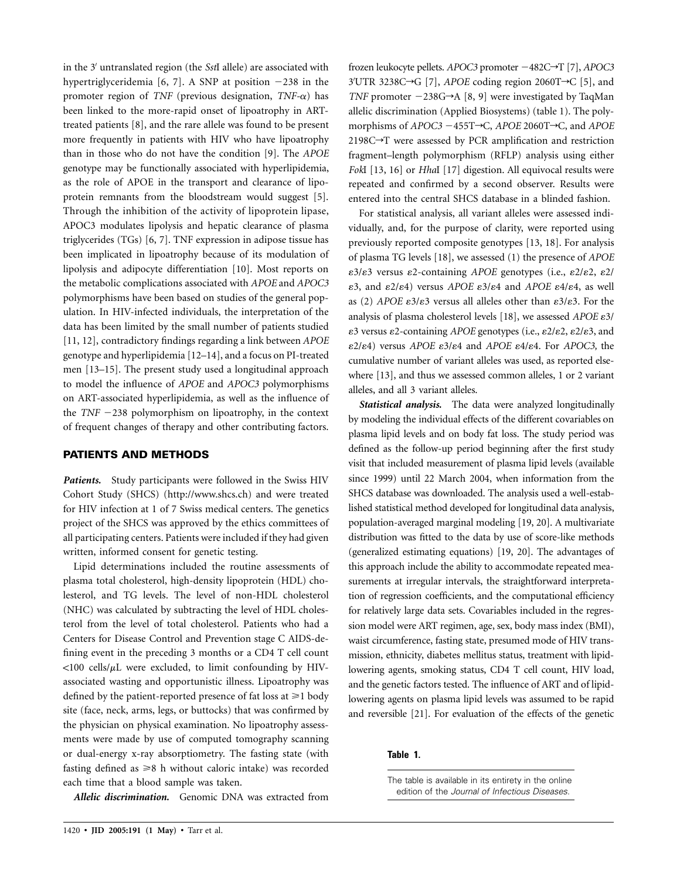in the 3′ untranslated region (the *Sst*I allele) are associated with hypertriglyceridemia [6, 7]. A SNP at position −238 in the promoter region of *TNF* (previous designation, *TNF-α*) has been linked to the more-rapid onset of lipoatrophy in ART-treated patients [8], and the rare allele was found to be present more frequently in patients with HIV who have lipoatrophy than in those who do not have the condition [9]. The *APOE* genotype may be functionally associated with hyperlipidemia, as the role of APOE in the transport and clearance of lipoprotein remnants from the bloodstream would suggest [5]. Through the inhibition of the activity of lipoprotein lipase, APOC3 modulates lipolysis and hepatic clearance of plasma triglycerides (TGs) [6, 7]. TNF expression in adipose tissue has been implicated in lipoatrophy because of its modulation of lipolysis and adipocyte differentiation [10]. Most reports on the metabolic complications associated with *APOE* and *APOC3* polymorphisms have been based on studies of the general population. In HIV-infected individuals, the interpretation of the data has been limited by the small number of patients studied [11, 12], contradictory findings regarding a link between *APOE* genotype and hyperlipidemia [12–14], and a focus on PI-treated men [13–15]. The present study used a longitudinal approach to model the influence of *APOE* and *APOC3* polymorphisms on ART-associated hyperlipidemia, as well as the influence of the *TNF* −238 polymorphism on lipoatrophy, in the context of frequent changes of therapy and other contributing factors.

## PATIENTS AND METHODS

***Patients.*** Study participants were followed in the Swiss HIV Cohort Study (SHCS) (http://www.shcs.ch) and were treated for HIV infection at 1 of 7 Swiss medical centers. The genetics project of the SHCS was approved by the ethics committees of all participating centers. Patients were included if they had given written, informed consent for genetic testing.

Lipid determinations included the routine assessments of plasma total cholesterol, high-density lipoprotein (HDL) cholesterol, and TG levels. The level of non-HDL cholesterol (NHC) was calculated by subtracting the level of HDL cholesterol from the level of total cholesterol. Patients who had a Centers for Disease Control and Prevention stage C AIDS-defining event in the preceding 3 months or a CD4 T cell count <100 cells/μL were excluded, to limit confounding by HIV-associated wasting and opportunistic illness. Lipoatrophy was defined by the patient-reported presence of fat loss at ⩾1 body site (face, neck, arms, legs, or buttocks) that was confirmed by the physician on physical examination. No lipoatrophy assessments were made by use of computed tomography scanning or dual-energy x-ray absorptiometry. The fasting state (with fasting defined as ⩾8 h without caloric intake) was recorded each time that a blood sample was taken.

***Allelic discrimination.*** Genomic DNA was extracted from frozen leukocyte pellets. *APOC3* promoter −482C→T [7], *APOC3* 3′UTR 3238C→G [7], *APOE* coding region 2060T→C [5], and *TNF* promoter −238G→A [8, 9] were investigated by TaqMan allelic discrimination (Applied Biosystems) (table 1). The polymorphisms of *APOC3* −455T→C, *APOE* 2060T→C, and *APOE* 2198C→T were assessed by PCR amplification and restriction fragment–length polymorphism (RFLP) analysis using either *Fok*I [13, 16] or *Hha*I [17] digestion. All equivocal results were repeated and confirmed by a second observer. Results were entered into the central SHCS database in a blinded fashion.

For statistical analysis, all variant alleles were assessed individually, and, for the purpose of clarity, were reported using previously reported composite genotypes [13, 18]. For analysis of plasma TG levels [18], we assessed (1) the presence of *APOE* ε3/ε3 versus ε2-containing *APOE* genotypes (i.e., ε2/ε2, ε2/ε3, and ε2/ε4) versus *APOE* ε3/ε4 and *APOE* ε4/ε4, as well as (2) *APOE* ε3/ε3 versus all alleles other than ε3/ε3. For the analysis of plasma cholesterol levels [18], we assessed *APOE* ε3/ε3 versus ε2-containing *APOE* genotypes (i.e., ε2/ε2, ε2/ε3, and ε2/ε4) versus *APOE* ε3/ε4 and *APOE* ε4/ε4. For *APOC3,* the cumulative number of variant alleles was used, as reported elsewhere [13], and thus we assessed common alleles, 1 or 2 variant alleles, and all 3 variant alleles.

***Statistical analysis.*** The data were analyzed longitudinally by modeling the individual effects of the different covariables on plasma lipid levels and on body fat loss. The study period was defined as the follow-up period beginning after the first study visit that included measurement of plasma lipid levels (available since 1999) until 22 March 2004, when information from the SHCS database was downloaded. The analysis used a well-established statistical method developed for longitudinal data analysis, population-averaged marginal modeling [19, 20]. A multivariate distribution was fitted to the data by use of score-like methods (generalized estimating equations) [19, 20]. The advantages of this approach include the ability to accommodate repeated measurements at irregular intervals, the straightforward interpretation of regression coefficients, and the computational efficiency for relatively large data sets. Covariables included in the regression model were ART regimen, age, sex, body mass index (BMI), waist circumference, fasting state, presumed mode of HIV transmission, ethnicity, diabetes mellitus status, treatment with lipid-lowering agents, smoking status, CD4 T cell count, HIV load, and the genetic factors tested. The influence of ART and of lipid-lowering agents on plasma lipid levels was assumed to be rapid and reversible [21]. For evaluation of the effects of the genetic

**Table 1.**

The table is available in its entirety in the online edition of the *Journal of Infectious Diseases.*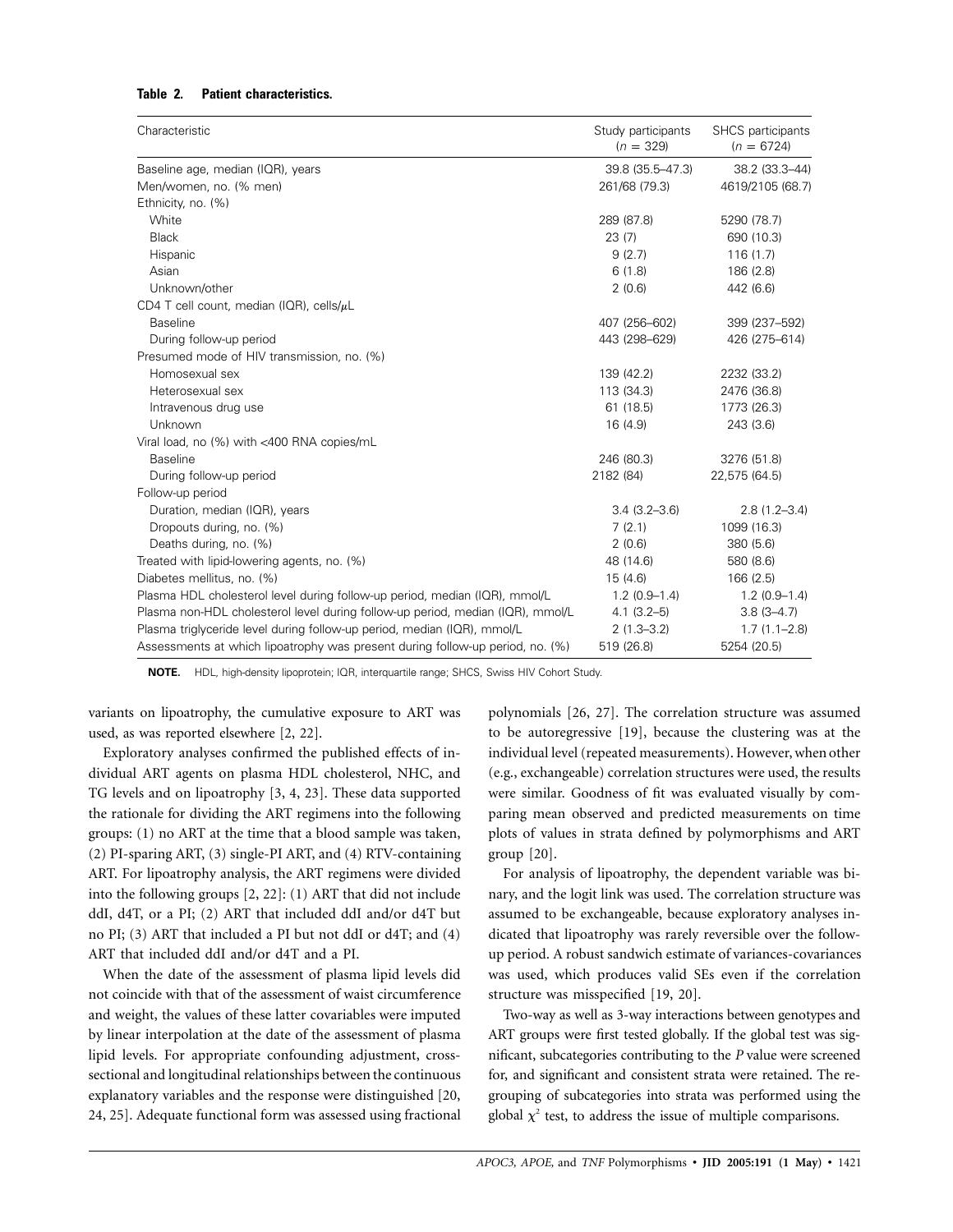**Table 2. Patient characteristics.**

| Characteristic | Study participants ($n$ = 329) | SHCS participants ($n$ = 6724) |
|---|---|---|
| Baseline age, median (IQR), years | 39.8 (35.5–47.3) | 38.2 (33.3–44) |
| Men/women, no. (% men) | 261/68 (79.3) | 4619/2105 (68.7) |
| Ethnicity, no. (%) | | |
| White | 289 (87.8) | 5290 (78.7) |
| Black | 23 (7) | 690 (10.3) |
| Hispanic | 9 (2.7) | 116 (1.7) |
| Asian | 6 (1.8) | 186 (2.8) |
| Unknown/other | 2 (0.6) | 442 (6.6) |
| CD4 T cell count, median (IQR), cells/$\mu$L | | |
| Baseline | 407 (256–602) | 399 (237–592) |
| During follow-up period | 443 (298–629) | 426 (275–614) |
| Presumed mode of HIV transmission, no. (%) | | |
| Homosexual sex | 139 (42.2) | 2232 (33.2) |
| Heterosexual sex | 113 (34.3) | 2476 (36.8) |
| Intravenous drug use | 61 (18.5) | 1773 (26.3) |
| Unknown | 16 (4.9) | 243 (3.6) |
| Viral load, no (%) with <400 RNA copies/mL | | |
| Baseline | 246 (80.3) | 3276 (51.8) |
| During follow-up period | 2182 (84) | 22,575 (64.5) |
| Follow-up period | | |
| Duration, median (IQR), years | 3.4 (3.2–3.6) | 2.8 (1.2–3.4) |
| Dropouts during, no. (%) | 7 (2.1) | 1099 (16.3) |
| Deaths during, no. (%) | 2 (0.6) | 380 (5.6) |
| Treated with lipid-lowering agents, no. (%) | 48 (14.6) | 580 (8.6) |
| Diabetes mellitus, no. (%) | 15 (4.6) | 166 (2.5) |
| Plasma HDL cholesterol level during follow-up period, median (IQR), mmol/L | 1.2 (0.9–1.4) | 1.2 (0.9–1.4) |
| Plasma non-HDL cholesterol level during follow-up period, median (IQR), mmol/L | 4.1 (3.2–5) | 3.8 (3–4.7) |
| Plasma triglyceride level during follow-up period, median (IQR), mmol/L | 2 (1.3–3.2) | 1.7 (1.1–2.8) |
| Assessments at which lipoatrophy was present during follow-up period, no. (%) | 519 (26.8) | 5254 (20.5) |

**NOTE.** HDL, high-density lipoprotein; IQR, interquartile range; SHCS, Swiss HIV Cohort Study.

variants on lipoatrophy, the cumulative exposure to ART was used, as was reported elsewhere [2, 22].

Exploratory analyses confirmed the published effects of individual ART agents on plasma HDL cholesterol, NHC, and TG levels and on lipoatrophy [3, 4, 23]. These data supported the rationale for dividing the ART regimens into the following groups: (1) no ART at the time that a blood sample was taken, (2) PI-sparing ART, (3) single-PI ART, and (4) RTV-containing ART. For lipoatrophy analysis, the ART regimens were divided into the following groups [2, 22]: (1) ART that did not include ddI, d4T, or a PI; (2) ART that included ddI and/or d4T but no PI; (3) ART that included a PI but not ddI or d4T; and (4) ART that included ddI and/or d4T and a PI.

When the date of the assessment of plasma lipid levels did not coincide with that of the assessment of waist circumference and weight, the values of these latter covariables were imputed by linear interpolation at the date of the assessment of plasma lipid levels. For appropriate confounding adjustment, cross-sectional and longitudinal relationships between the continuous explanatory variables and the response were distinguished [20, 24, 25]. Adequate functional form was assessed using fractional polynomials [26, 27]. The correlation structure was assumed to be autoregressive [19], because the clustering was at the individual level (repeated measurements). However, when other (e.g., exchangeable) correlation structures were used, the results were similar. Goodness of fit was evaluated visually by comparing mean observed and predicted measurements on time plots of values in strata defined by polymorphisms and ART group [20].

For analysis of lipoatrophy, the dependent variable was binary, and the logit link was used. The correlation structure was assumed to be exchangeable, because exploratory analyses indicated that lipoatrophy was rarely reversible over the follow-up period. A robust sandwich estimate of variances-covariances was used, which produces valid SEs even if the correlation structure was misspecified [19, 20].

Two-way as well as 3-way interactions between genotypes and ART groups were first tested globally. If the global test was significant, subcategories contributing to the *P* value were screened for, and significant and consistent strata were retained. The regrouping of subcategories into strata was performed using the global $\chi^2$ test, to address the issue of multiple comparisons.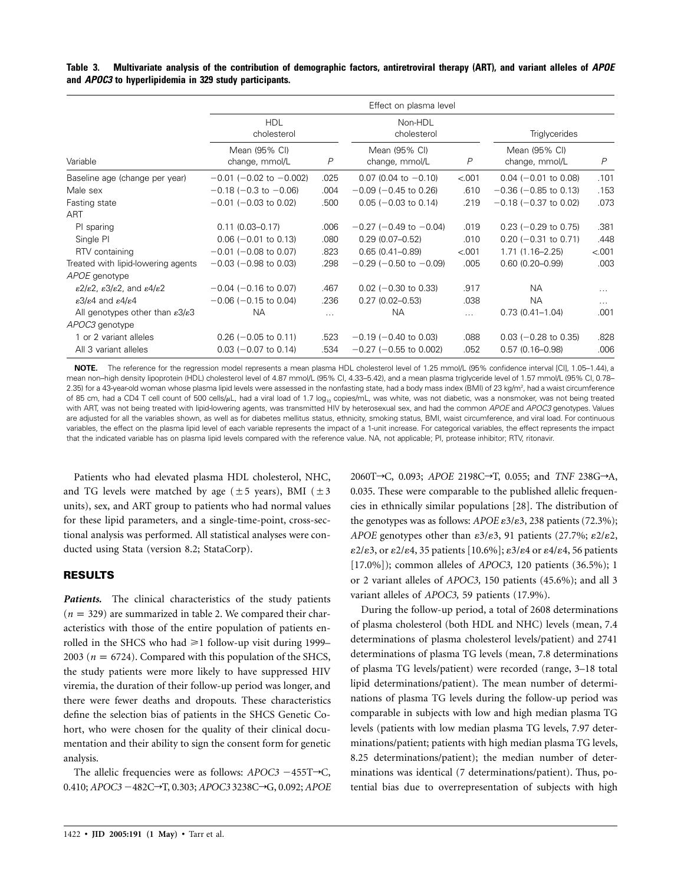**Table 3. Multivariate analysis of the contribution of demographic factors, antiretroviral therapy (ART), and variant alleles of *APOE* and *APOC3* to hyperlipidemia in 329 study participants.**

| | Effect on plasma level | | | | | |
|---|---|---|---|---|---|---|
| | HDL cholesterol | | Non-HDL cholesterol | | Triglycerides | |
| Variable | Mean (95% CI) change, mmol/L | *P* | Mean (95% CI) change, mmol/L | *P* | Mean (95% CI) change, mmol/L | *P* |
| Baseline age (change per year) | −0.01 (−0.02 to −0.002) | .025 | 0.07 (0.04 to −0.10) | <.001 | 0.04 (−0.01 to 0.08) | .101 |
| Male sex | −0.18 (−0.3 to −0.06) | .004 | −0.09 (−0.45 to 0.26) | .610 | −0.36 (−0.85 to 0.13) | .153 |
| Fasting state | −0.01 (−0.03 to 0.02) | .500 | 0.05 (−0.03 to 0.14) | .219 | −0.18 (−0.37 to 0.02) | .073 |
| ART | | | | | | |
| PI sparing | 0.11 (0.03–0.17) | .006 | −0.27 (−0.49 to −0.04) | .019 | 0.23 (−0.29 to 0.75) | .381 |
| Single PI | 0.06 (−0.01 to 0.13) | .080 | 0.29 (0.07–0.52) | .010 | 0.20 (−0.31 to 0.71) | .448 |
| RTV containing | −0.01 (−0.08 to 0.07) | .823 | 0.65 (0.41–0.89) | <.001 | 1.71 (1.16–2.25) | <.001 |
| Treated with lipid-lowering agents | −0.03 (−0.98 to 0.03) | .298 | −0.29 (−0.50 to −0.09) | .005 | 0.60 (0.20–0.99) | .003 |
| *APOE* genotype | | | | | | |
| ε2/ε2, ε3/ε2, and ε4/ε2 | −0.04 (−0.16 to 0.07) | .467 | 0.02 (−0.30 to 0.33) | .917 | NA | ... |
| ε3/ε4 and ε4/ε4 | −0.06 (−0.15 to 0.04) | .236 | 0.27 (0.02–0.53) | .038 | NA | ... |
| All genotypes other than ε3/ε3 | NA | ... | NA | ... | 0.73 (0.41–1.04) | .001 |
| *APOC3* genotype | | | | | | |
| 1 or 2 variant alleles | 0.26 (−0.05 to 0.11) | .523 | −0.19 (−0.40 to 0.03) | .088 | 0.03 (−0.28 to 0.35) | .828 |
| All 3 variant alleles | 0.03 (−0.07 to 0.14) | .534 | −0.27 (−0.55 to 0.002) | .052 | 0.57 (0.16–0.98) | .006 |

**NOTE.** The reference for the regression model represents a mean plasma HDL cholesterol level of 1.25 mmol/L (95% confidence interval [CI], 1.05–1.44), a mean non–high density lipoprotein (HDL) cholesterol level of 4.87 mmol/L (95% CI, 4.33–5.42), and a mean plasma triglyceride level of 1.57 mmol/L (95% CI, 0.78–2.35) for a 43-year-old woman whose plasma lipid levels were assessed in the nonfasting state, had a body mass index (BMI) of 23 kg/m$^2$, had a waist circumference of 85 cm, had a CD4 T cell count of 500 cells/μL, had a viral load of 1.7 $\log_{10}$ copies/mL, was white, was not diabetic, was a nonsmoker, was not being treated with ART, was not being treated with lipid-lowering agents, was transmitted HIV by heterosexual sex, and had the common *APOE* and *APOC3* genotypes. Values are adjusted for all the variables shown, as well as for diabetes mellitus status, ethnicity, smoking status, BMI, waist circumference, and viral load. For continuous variables, the effect on the plasma lipid level of each variable represents the impact of a 1-unit increase. For categorical variables, the effect represents the impact that the indicated variable has on plasma lipid levels compared with the reference value. NA, not applicable; PI, protease inhibitor; RTV, ritonavir.

Patients who had elevated plasma HDL cholesterol, NHC, and TG levels were matched by age (±5 years), BMI (±3 units), sex, and ART group to patients who had normal values for these lipid parameters, and a single-time-point, cross-sectional analysis was performed. All statistical analyses were conducted using Stata (version 8.2; StataCorp).

## RESULTS

***Patients.*** The clinical characteristics of the study patients ($n = 329$) are summarized in table 2. We compared their characteristics with those of the entire population of patients enrolled in the SHCS who had ⩾1 follow-up visit during 1999–2003 ($n = 6724$). Compared with this population of the SHCS, the study patients were more likely to have suppressed HIV viremia, the duration of their follow-up period was longer, and there were fewer deaths and dropouts. These characteristics define the selection bias of patients in the SHCS Genetic Cohort, who were chosen for the quality of their clinical documentation and their ability to sign the consent form for genetic analysis.

The allelic frequencies were as follows: *APOC3* −455T→C, 0.410; *APOC3* −482C→T, 0.303; *APOC3* 3238C→G, 0.092; *APOE* 2060T→C, 0.093; *APOE* 2198C→T, 0.055; and *TNF* 238G→A, 0.035. These were comparable to the published allelic frequencies in ethnically similar populations [28]. The distribution of the genotypes was as follows: *APOE* ε3/ε3, 238 patients (72.3%); *APOE* genotypes other than ε3/ε3, 91 patients (27.7%; ε2/ε2, ε2/ε3, or ε2/ε4, 35 patients [10.6%]; ε3/ε4 or ε4/ε4, 56 patients [17.0%]); common alleles of *APOC3,* 120 patients (36.5%); 1 or 2 variant alleles of *APOC3,* 150 patients (45.6%); and all 3 variant alleles of *APOC3,* 59 patients (17.9%).

During the follow-up period, a total of 2608 determinations of plasma cholesterol (both HDL and NHC) levels (mean, 7.4 determinations of plasma cholesterol levels/patient) and 2741 determinations of plasma TG levels (mean, 7.8 determinations of plasma TG levels/patient) were recorded (range, 3–18 total lipid determinations/patient). The mean number of determinations of plasma TG levels during the follow-up period was comparable in subjects with low and high median plasma TG levels (patients with low median plasma TG levels, 7.97 determinations/patient; patients with high median plasma TG levels, 8.25 determinations/patient); the median number of determinations was identical (7 determinations/patient). Thus, potential bias due to overrepresentation of subjects with high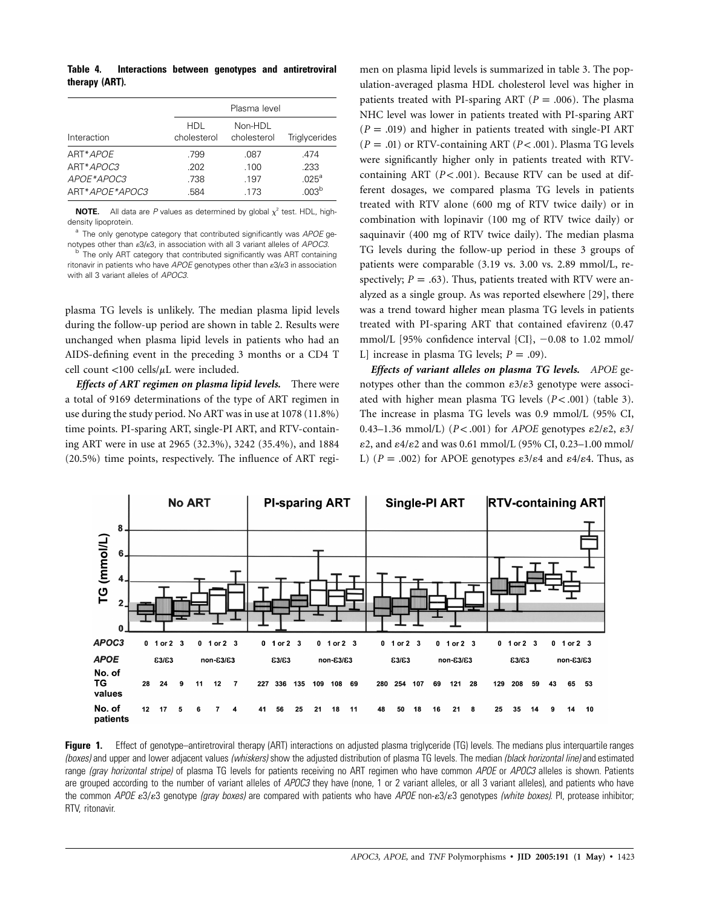**Table 4. Interactions between genotypes and antiretroviral therapy (ART).**

| Interaction | Plasma level | | |
|---|---|---|---|
| | HDL cholesterol | Non-HDL cholesterol | Triglycerides |
| ART\**APOE* | .799 | .087 | .474 |
| ART\**APOC3* | .202 | .100 | .233 |
| *APOE\*APOC3* | .738 | .197 | .025[a] |
| ART\**APOE\*APOC3* | .584 | .173 | .003[b] |

**NOTE.** All data are *P* values as determined by global $\chi^2$ test. HDL, high-density lipoprotein.

[a] The only genotype category that contributed significantly was *APOE* genotypes other than ε3/ε3, in association with all 3 variant alleles of *APOC3*.

[b] The only ART category that contributed significantly was ART containing ritonavir in patients who have *APOE* genotypes other than ε3/ε3 in association with all 3 variant alleles of *APOC3*.

plasma TG levels is unlikely. The median plasma lipid levels during the follow-up period are shown in table 2. Results were unchanged when plasma lipid levels in patients who had an AIDS-defining event in the preceding 3 months or a CD4 T cell count <100 cells/μL were included.

***Effects of ART regimen on plasma lipid levels.*** There were a total of 9169 determinations of the type of ART regimen in use during the study period. No ART was in use at 1078 (11.8%) time points. PI-sparing ART, single-PI ART, and RTV-containing ART were in use at 2965 (32.3%), 3242 (35.4%), and 1884 (20.5%) time points, respectively. The influence of ART regimen on plasma lipid levels is summarized in table 3. The population-averaged plasma HDL cholesterol level was higher in patients treated with PI-sparing ART ($P = .006$). The plasma NHC level was lower in patients treated with PI-sparing ART ($P = .019$) and higher in patients treated with single-PI ART ($P = .01$) or RTV-containing ART ($P < .001$). Plasma TG levels were significantly higher only in patients treated with RTV-containing ART ($P < .001$). Because RTV can be used at different dosages, we compared plasma TG levels in patients treated with RTV alone (600 mg of RTV twice daily) or in combination with lopinavir (100 mg of RTV twice daily) or saquinavir (400 mg of RTV twice daily). The median plasma TG levels during the follow-up period in these 3 groups of patients were comparable (3.19 vs. 3.00 vs. 2.89 mmol/L, respectively; $P = .63$). Thus, patients treated with RTV were analyzed as a single group. As was reported elsewhere [29], there was a trend toward higher mean plasma TG levels in patients treated with PI-sparing ART that contained efavirenz (0.47 mmol/L [95% confidence interval {CI}, −0.08 to 1.02 mmol/L] increase in plasma TG levels; $P = .09$).

***Effects of variant alleles on plasma TG levels.*** *APOE* genotypes other than the common ε3/ε3 genotype were associated with higher mean plasma TG levels ($P < .001$) (table 3). The increase in plasma TG levels was 0.9 mmol/L (95% CI, 0.43–1.36 mmol/L) ($P < .001$) for *APOE* genotypes ε2/ε2, ε3/ε2, and ε4/ε2 and was 0.61 mmol/L (95% CI, 0.23–1.00 mmol/L) ($P = .002$) for APOE genotypes ε3/ε4 and ε4/ε4. Thus, as

| | No ART | | | | | | PI-sparing ART | | | | | | Single-PI ART | | | | | | RTV-containing ART | | | | | |
|---|---|---|---|---|---|---|---|---|---|---|---|---|---|---|---|---|---|---|---|---|---|---|---|---|
| APOC3 | 0 | 1 or 2 | 3 | 0 | 1 or 2 | 3 | 0 | 1 or 2 | 3 | 0 | 1 or 2 | 3 | 0 | 1 or 2 | 3 | 0 | 1 or 2 | 3 | 0 | 1 or 2 | 3 | 0 | 1 or 2 | 3 |
| APOE | ε3/ε3 | | | non-ε3/ε3 | | | ε3/ε3 | | | non-ε3/ε3 | | | ε3/ε3 | | | non-ε3/ε3 | | | ε3/ε3 | | | non-ε3/ε3 | | |
| No. of TG values | 28 | 24 | 9 | 11 | 12 | 7 | 227 | 336 | 135 | 109 | 108 | 69 | 280 | 254 | 107 | 69 | 121 | 28 | 129 | 208 | 59 | 43 | 65 | 53 |
| No. of patients | 12 | 17 | 5 | 6 | 7 | 4 | 41 | 56 | 25 | 21 | 18 | 11 | 48 | 50 | 18 | 16 | 21 | 8 | 25 | 35 | 14 | 9 | 14 | 10 |

**Figure 1.** Effect of genotype–antiretroviral therapy (ART) interactions on adjusted plasma triglyceride (TG) levels. The medians plus interquartile ranges *(boxes)* and upper and lower adjacent values *(whiskers)* show the adjusted distribution of plasma TG levels. The median *(black horizontal line)* and estimated range *(gray horizontal stripe)* of plasma TG levels for patients receiving no ART regimen who have common *APOE* or *APOC3* alleles is shown. Patients are grouped according to the number of variant alleles of *APOC3* they have (none, 1 or 2 variant alleles, or all 3 variant alleles), and patients who have the common *APOE* ε3/ε3 genotype *(gray boxes)* are compared with patients who have *APOE* non-ε3/ε3 genotypes *(white boxes)*. PI, protease inhibitor; RTV, ritonavir.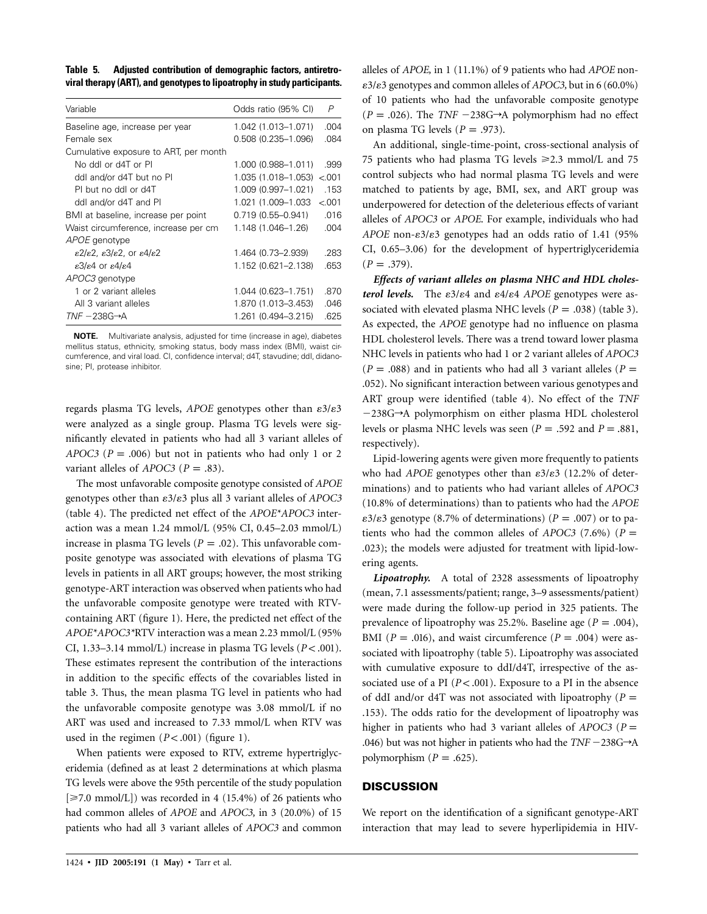**Table 5. Adjusted contribution of demographic factors, antiretroviral therapy (ART), and genotypes to lipoatrophy in study participants.**

| Variable | Odds ratio (95% CI) | P |
|---|---|---|
| Baseline age, increase per year | 1.042 (1.013–1.071) | .004 |
| Female sex | 0.508 (0.235–1.096) | .084 |
| Cumulative exposure to ART, per month | | |
| No ddI or d4T or PI | 1.000 (0.988–1.011) | .999 |
| ddI and/or d4T but no PI | 1.035 (1.018–1.053) | <.001 |
| PI but no ddI or d4T | 1.009 (0.997–1.021) | .153 |
| ddI and/or d4T and PI | 1.021 (1.009–1.033 | <.001 |
| BMI at baseline, increase per point | 0.719 (0.55–0.941) | .016 |
| Waist circumference, increase per cm | 1.148 (1.046–1.26) | .004 |
| *APOE* genotype | | |
| $\varepsilon2/\varepsilon2$, $\varepsilon3/\varepsilon2$, or $\varepsilon4/\varepsilon2$ | 1.464 (0.73–2.939) | .283 |
| $\varepsilon3/\varepsilon4$ or $\varepsilon4/\varepsilon4$ | 1.152 (0.621–2.138) | .653 |
| *APOC3* genotype | | |
| 1 or 2 variant alleles | 1.044 (0.623–1.751) | .870 |
| All 3 variant alleles | 1.870 (1.013–3.453) | .046 |
| *TNF* −238G→A | 1.261 (0.494–3.215) | .625 |

**NOTE.** Multivariate analysis, adjusted for time (increase in age), diabetes mellitus status, ethnicity, smoking status, body mass index (BMI), waist circumference, and viral load. CI, confidence interval; d4T, stavudine; ddI, didanosine; PI, protease inhibitor.

regards plasma TG levels, *APOE* genotypes other than $\varepsilon3/\varepsilon3$ were analyzed as a single group. Plasma TG levels were significantly elevated in patients who had all 3 variant alleles of *APOC3* ($P = .006$) but not in patients who had only 1 or 2 variant alleles of *APOC3* ($P = .83$).

The most unfavorable composite genotype consisted of *APOE* genotypes other than $\varepsilon3/\varepsilon3$ plus all 3 variant alleles of *APOC3* (table 4). The predicted net effect of the *APOE*\**APOC3* interaction was a mean 1.24 mmol/L (95% CI, 0.45–2.03 mmol/L) increase in plasma TG levels ($P = .02$). This unfavorable composite genotype was associated with elevations of plasma TG levels in patients in all ART groups; however, the most striking genotype-ART interaction was observed when patients who had the unfavorable composite genotype were treated with RTV-containing ART (figure 1). Here, the predicted net effect of the *APOE*\**APOC3*\*RTV interaction was a mean 2.23 mmol/L (95% CI, 1.33–3.14 mmol/L) increase in plasma TG levels ($P < .001$). These estimates represent the contribution of the interactions in addition to the specific effects of the covariables listed in table 3. Thus, the mean plasma TG level in patients who had the unfavorable composite genotype was 3.08 mmol/L if no ART was used and increased to 7.33 mmol/L when RTV was used in the regimen ($P < .001$) (figure 1).

When patients were exposed to RTV, extreme hypertriglyceridemia (defined as at least 2 determinations at which plasma TG levels were above the 95th percentile of the study population [$\geq$7.0 mmol/L]) was recorded in 4 (15.4%) of 26 patients who had common alleles of *APOE* and *APOC3,* in 3 (20.0%) of 15 patients who had all 3 variant alleles of *APOC3* and common alleles of *APOE,* in 1 (11.1%) of 9 patients who had *APOE* non-$\varepsilon3/\varepsilon3$ genotypes and common alleles of *APOC3,* but in 6 (60.0%) of 10 patients who had the unfavorable composite genotype ($P = .026$). The *TNF* −238G→A polymorphism had no effect on plasma TG levels ($P = .973$).

An additional, single-time-point, cross-sectional analysis of 75 patients who had plasma TG levels $\geq$2.3 mmol/L and 75 control subjects who had normal plasma TG levels and were matched to patients by age, BMI, sex, and ART group was underpowered for detection of the deleterious effects of variant alleles of *APOC3* or *APOE.* For example, individuals who had *APOE* non-$\varepsilon3/\varepsilon3$ genotypes had an odds ratio of 1.41 (95% CI, 0.65–3.06) for the development of hypertriglyceridemia ($P = .379$).

***Effects of variant alleles on plasma NHC and HDL cholesterol levels.*** The $\varepsilon3/\varepsilon4$ and $\varepsilon4/\varepsilon4$ *APOE* genotypes were associated with elevated plasma NHC levels ($P = .038$) (table 3). As expected, the *APOE* genotype had no influence on plasma HDL cholesterol levels. There was a trend toward lower plasma NHC levels in patients who had 1 or 2 variant alleles of *APOC3* ($P = .088$) and in patients who had all 3 variant alleles ($P = .052$). No significant interaction between various genotypes and ART group were identified (table 4). No effect of the *TNF* −238G→A polymorphism on either plasma HDL cholesterol levels or plasma NHC levels was seen ($P = .592$ and $P = .881$, respectively).

Lipid-lowering agents were given more frequently to patients who had *APOE* genotypes other than $\varepsilon3/\varepsilon3$ (12.2% of determinations) and to patients who had variant alleles of *APOC3* (10.8% of determinations) than to patients who had the *APOE* $\varepsilon3/\varepsilon3$ genotype (8.7% of determinations) ($P = .007$) or to patients who had the common alleles of *APOC3* (7.6%) ($P = .023$); the models were adjusted for treatment with lipid-lowering agents.

***Lipoatrophy.*** A total of 2328 assessments of lipoatrophy (mean, 7.1 assessments/patient; range, 3–9 assessments/patient) were made during the follow-up period in 325 patients. The prevalence of lipoatrophy was 25.2%. Baseline age ($P = .004$), BMI ($P = .016$), and waist circumference ($P = .004$) were associated with lipoatrophy (table 5). Lipoatrophy was associated with cumulative exposure to ddI/d4T, irrespective of the associated use of a PI ($P < .001$). Exposure to a PI in the absence of ddI and/or d4T was not associated with lipoatrophy ($P = .153$). The odds ratio for the development of lipoatrophy was higher in patients who had 3 variant alleles of *APOC3* ($P = .046$) but was not higher in patients who had the *TNF* −238G→A polymorphism ($P = .625$).

## DISCUSSION

We report on the identification of a significant genotype-ART interaction that may lead to severe hyperlipidemia in HIV-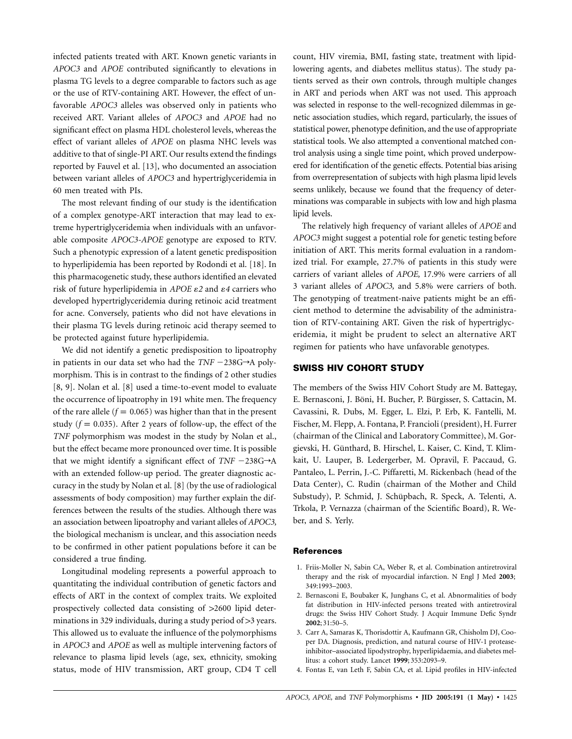infected patients treated with ART. Known genetic variants in *APOC3* and *APOE* contributed significantly to elevations in plasma TG levels to a degree comparable to factors such as age or the use of RTV-containing ART. However, the effect of unfavorable *APOC3* alleles was observed only in patients who received ART. Variant alleles of *APOC3* and *APOE* had no significant effect on plasma HDL cholesterol levels, whereas the effect of variant alleles of *APOE* on plasma NHC levels was additive to that of single-PI ART. Our results extend the findings reported by Fauvel et al. [13], who documented an association between variant alleles of *APOC3* and hypertriglyceridemia in 60 men treated with PIs.

The most relevant finding of our study is the identification of a complex genotype-ART interaction that may lead to extreme hypertriglyceridemia when individuals with an unfavorable composite *APOC3-APOE* genotype are exposed to RTV. Such a phenotypic expression of a latent genetic predisposition to hyperlipidemia has been reported by Rodondi et al. [18]. In this pharmacogenetic study, these authors identified an elevated risk of future hyperlipidemia in *APOE* $\varepsilon 2$ and $\varepsilon 4$ carriers who developed hypertriglyceridemia during retinoic acid treatment for acne. Conversely, patients who did not have elevations in their plasma TG levels during retinoic acid therapy seemed to be protected against future hyperlipidemia.

We did not identify a genetic predisposition to lipoatrophy in patients in our data set who had the *TNF* −238G→A polymorphism. This is in contrast to the findings of 2 other studies [8, 9]. Nolan et al. [8] used a time-to-event model to evaluate the occurrence of lipoatrophy in 191 white men. The frequency of the rare allele ($f = 0.065$) was higher than that in the present study ($f = 0.035$). After 2 years of follow-up, the effect of the *TNF* polymorphism was modest in the study by Nolan et al., but the effect became more pronounced over time. It is possible that we might identify a significant effect of *TNF* −238G→A with an extended follow-up period. The greater diagnostic accuracy in the study by Nolan et al. [8] (by the use of radiological assessments of body composition) may further explain the differences between the results of the studies. Although there was an association between lipoatrophy and variant alleles of *APOC3*, the biological mechanism is unclear, and this association needs to be confirmed in other patient populations before it can be considered a true finding.

Longitudinal modeling represents a powerful approach to quantitating the individual contribution of genetic factors and effects of ART in the context of complex traits. We exploited prospectively collected data consisting of >2600 lipid determinations in 329 individuals, during a study period of >3 years. This allowed us to evaluate the influence of the polymorphisms in *APOC3* and *APOE* as well as multiple intervening factors of relevance to plasma lipid levels (age, sex, ethnicity, smoking status, mode of HIV transmission, ART group, CD4 T cell count, HIV viremia, BMI, fasting state, treatment with lipid-lowering agents, and diabetes mellitus status). The study patients served as their own controls, through multiple changes in ART and periods when ART was not used. This approach was selected in response to the well-recognized dilemmas in genetic association studies, which regard, particularly, the issues of statistical power, phenotype definition, and the use of appropriate statistical tools. We also attempted a conventional matched control analysis using a single time point, which proved underpowered for identification of the genetic effects. Potential bias arising from overrepresentation of subjects with high plasma lipid levels seems unlikely, because we found that the frequency of determinations was comparable in subjects with low and high plasma lipid levels.

The relatively high frequency of variant alleles of *APOE* and *APOC3* might suggest a potential role for genetic testing before initiation of ART. This merits formal evaluation in a randomized trial. For example, 27.7% of patients in this study were carriers of variant alleles of *APOE*, 17.9% were carriers of all 3 variant alleles of *APOC3*, and 5.8% were carriers of both. The genotyping of treatment-naive patients might be an efficient method to determine the advisability of the administration of RTV-containing ART. Given the risk of hypertriglyceridemia, it might be prudent to select an alternative ART regimen for patients who have unfavorable genotypes.

## SWISS HIV COHORT STUDY

The members of the Swiss HIV Cohort Study are M. Battegay, E. Bernasconi, J. Böni, H. Bucher, P. Bürgisser, S. Cattacin, M. Cavassini, R. Dubs, M. Egger, L. Elzi, P. Erb, K. Fantelli, M. Fischer, M. Flepp, A. Fontana, P. Francioli (president), H. Furrer (chairman of the Clinical and Laboratory Committee), M. Gorgievski, H. Günthard, B. Hirschel, L. Kaiser, C. Kind, T. Klimkait, U. Lauper, B. Ledergerber, M. Opravil, F. Paccaud, G. Pantaleo, L. Perrin, J.-C. Piffaretti, M. Rickenbach (head of the Data Center), C. Rudin (chairman of the Mother and Child Substudy), P. Schmid, J. Schüpbach, R. Speck, A. Telenti, A. Trkola, P. Vernazza (chairman of the Scientific Board), R. Weber, and S. Yerly.

### References

1. Friis-Moller N, Sabin CA, Weber R, et al. Combination antiretroviral therapy and the risk of myocardial infarction. N Engl J Med **2003**; 349:1993–2003.
2. Bernasconi E, Boubaker K, Junghans C, et al. Abnormalities of body fat distribution in HIV-infected persons treated with antiretroviral drugs: the Swiss HIV Cohort Study. J Acquir Immune Defic Syndr **2002**; 31:50–5.
3. Carr A, Samaras K, Thorisdottir A, Kaufmann GR, Chisholm DJ, Cooper DA. Diagnosis, prediction, and natural course of HIV-1 protease-inhibitor–associated lipodystrophy, hyperlipidaemia, and diabetes mellitus: a cohort study. Lancet **1999**; 353:2093–9.
4. Fontas E, van Leth F, Sabin CA, et al. Lipid profiles in HIV-infected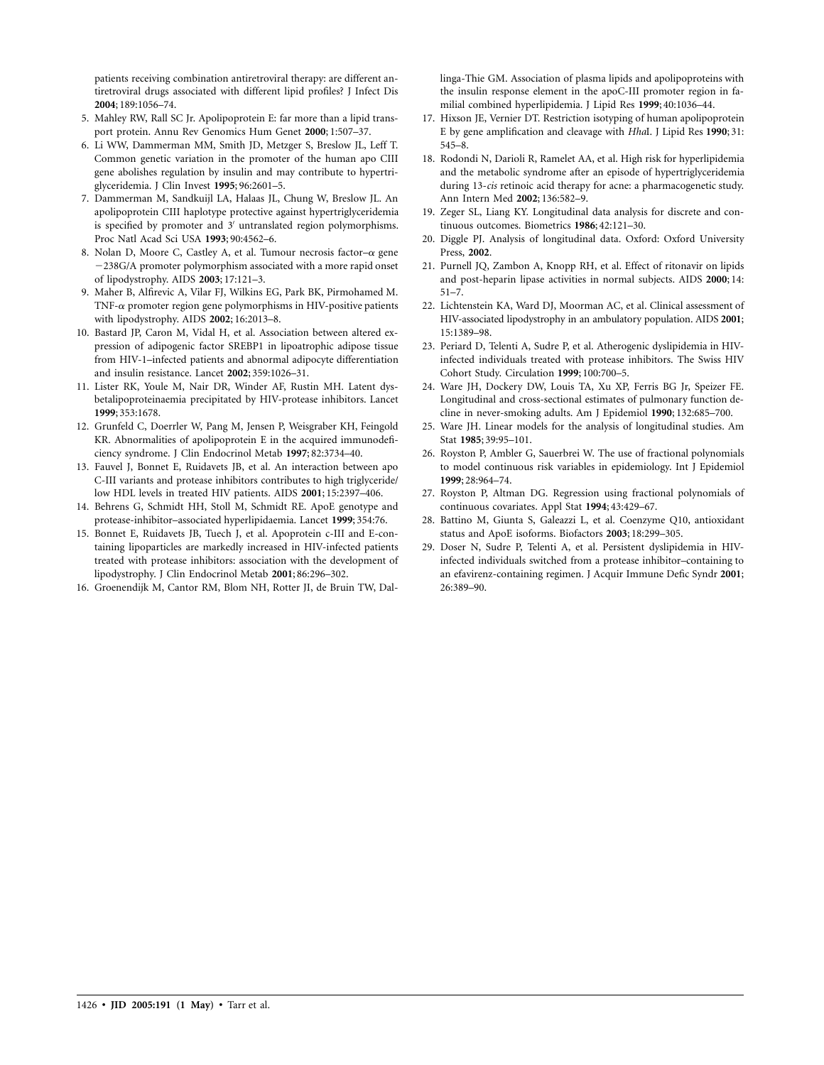patients receiving combination antiretroviral therapy: are different antiretroviral drugs associated with different lipid profiles? J Infect Dis **2004**; 189:1056–74.

5. Mahley RW, Rall SC Jr. Apolipoprotein E: far more than a lipid transport protein. Annu Rev Genomics Hum Genet **2000**; 1:507–37.
6. Li WW, Dammerman MM, Smith JD, Metzger S, Breslow JL, Leff T. Common genetic variation in the promoter of the human apo CIII gene abolishes regulation by insulin and may contribute to hypertriglyceridemia. J Clin Invest **1995**; 96:2601–5.
7. Dammerman M, Sandkuijl LA, Halaas JL, Chung W, Breslow JL. An apolipoprotein CIII haplotype protective against hypertriglyceridemia is specified by promoter and 3′ untranslated region polymorphisms. Proc Natl Acad Sci USA **1993**; 90:4562–6.
8. Nolan D, Moore C, Castley A, et al. Tumour necrosis factor–$\alpha$ gene −238G/A promoter polymorphism associated with a more rapid onset of lipodystrophy. AIDS **2003**; 17:121–3.
9. Maher B, Alfirevic A, Vilar FJ, Wilkins EG, Park BK, Pirmohamed M. TNF-$\alpha$ promoter region gene polymorphisms in HIV-positive patients with lipodystrophy. AIDS **2002**; 16:2013–8.
10. Bastard JP, Caron M, Vidal H, et al. Association between altered expression of adipogenic factor SREBP1 in lipoatrophic adipose tissue from HIV-1–infected patients and abnormal adipocyte differentiation and insulin resistance. Lancet **2002**; 359:1026–31.
11. Lister RK, Youle M, Nair DR, Winder AF, Rustin MH. Latent dysbetalipoproteinaemia precipitated by HIV-protease inhibitors. Lancet **1999**; 353:1678.
12. Grunfeld C, Doerrler W, Pang M, Jensen P, Weisgraber KH, Feingold KR. Abnormalities of apolipoprotein E in the acquired immunodeficiency syndrome. J Clin Endocrinol Metab **1997**; 82:3734–40.
13. Fauvel J, Bonnet E, Ruidavets JB, et al. An interaction between apo C-III variants and protease inhibitors contributes to high triglyceride/low HDL levels in treated HIV patients. AIDS **2001**; 15:2397–406.
14. Behrens G, Schmidt HH, Stoll M, Schmidt RE. ApoE genotype and protease-inhibitor–associated hyperlipidaemia. Lancet **1999**; 354:76.
15. Bonnet E, Ruidavets JB, Tuech J, et al. Apoprotein c-III and E-containing lipoparticles are markedly increased in HIV-infected patients treated with protease inhibitors: association with the development of lipodystrophy. J Clin Endocrinol Metab **2001**; 86:296–302.
16. Groenendijk M, Cantor RM, Blom NH, Rotter JI, de Bruin TW, Dallinga-Thie GM. Association of plasma lipids and apolipoproteins with the insulin response element in the apoC-III promoter region in familial combined hyperlipidemia. J Lipid Res **1999**; 40:1036–44.
17. Hixson JE, Vernier DT. Restriction isotyping of human apolipoprotein E by gene amplification and cleavage with *Hha*I. J Lipid Res **1990**; 31:545–8.
18. Rodondi N, Darioli R, Ramelet AA, et al. High risk for hyperlipidemia and the metabolic syndrome after an episode of hypertriglyceridemia during 13-*cis* retinoic acid therapy for acne: a pharmacogenetic study. Ann Intern Med **2002**; 136:582–9.
19. Zeger SL, Liang KY. Longitudinal data analysis for discrete and continuous outcomes. Biometrics **1986**; 42:121–30.
20. Diggle PJ. Analysis of longitudinal data. Oxford: Oxford University Press, **2002**.
21. Purnell JQ, Zambon A, Knopp RH, et al. Effect of ritonavir on lipids and post-heparin lipase activities in normal subjects. AIDS **2000**; 14:51–7.
22. Lichtenstein KA, Ward DJ, Moorman AC, et al. Clinical assessment of HIV-associated lipodystrophy in an ambulatory population. AIDS **2001**; 15:1389–98.
23. Periard D, Telenti A, Sudre P, et al. Atherogenic dyslipidemia in HIV-infected individuals treated with protease inhibitors. The Swiss HIV Cohort Study. Circulation **1999**; 100:700–5.
24. Ware JH, Dockery DW, Louis TA, Xu XP, Ferris BG Jr, Speizer FE. Longitudinal and cross-sectional estimates of pulmonary function decline in never-smoking adults. Am J Epidemiol **1990**; 132:685–700.
25. Ware JH. Linear models for the analysis of longitudinal studies. Am Stat **1985**; 39:95–101.
26. Royston P, Ambler G, Sauerbrei W. The use of fractional polynomials to model continuous risk variables in epidemiology. Int J Epidemiol **1999**; 28:964–74.
27. Royston P, Altman DG. Regression using fractional polynomials of continuous covariates. Appl Stat **1994**; 43:429–67.
28. Battino M, Giunta S, Galeazzi L, et al. Coenzyme Q10, antioxidant status and ApoE isoforms. Biofactors **2003**; 18:299–305.
29. Doser N, Sudre P, Telenti A, et al. Persistent dyslipidemia in HIV-infected individuals switched from a protease inhibitor–containing to an efavirenz-containing regimen. J Acquir Immune Defic Syndr **2001**; 26:389–90.